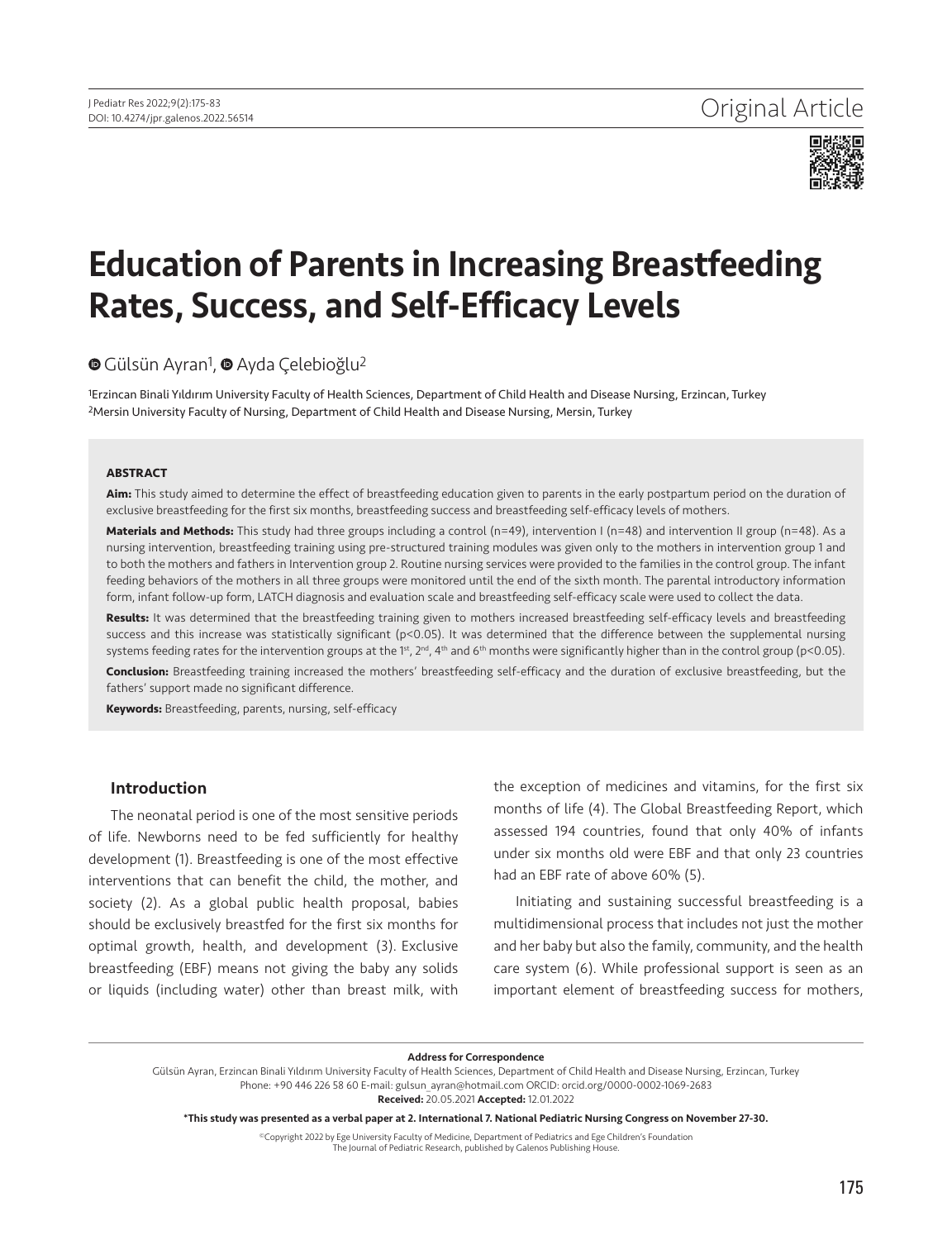Original Article

# Education of Parents in Increasing Breastfeeding Rates, Success, and Self-Efficacy Levels

Gülsün Ayran[1], Ayda Çelebioğlu[2]

[1]Erzincan Binali Yıldırım University Faculty of Health Sciences, Department of Child Health and Disease Nursing, Erzincan, Turkey
[2]Mersin University Faculty of Nursing, Department of Child Health and Disease Nursing, Mersin, Turkey

## ABSTRACT

**Aim:** This study aimed to determine the effect of breastfeeding education given to parents in the early postpartum period on the duration of exclusive breastfeeding for the first six months, breastfeeding success and breastfeeding self-efficacy levels of mothers.

**Materials and Methods:** This study had three groups including a control (n=49), intervention I (n=48) and intervention II group (n=48). As a nursing intervention, breastfeeding training using pre-structured training modules was given only to the mothers in intervention group 1 and to both the mothers and fathers in Intervention group 2. Routine nursing services were provided to the families in the control group. The infant feeding behaviors of the mothers in all three groups were monitored until the end of the sixth month. The parental introductory information form, infant follow-up form, LATCH diagnosis and evaluation scale and breastfeeding self-efficacy scale were used to collect the data.

**Results:** It was determined that the breastfeeding training given to mothers increased breastfeeding self-efficacy levels and breastfeeding success and this increase was statistically significant ($p<0.05$). It was determined that the difference between the supplemental nursing systems feeding rates for the intervention groups at the 1st, 2nd, 4th and 6th months were significantly higher than in the control group ($p<0.05$).

**Conclusion:** Breastfeeding training increased the mothers' breastfeeding self-efficacy and the duration of exclusive breastfeeding, but the fathers' support made no significant difference.

**Keywords:** Breastfeeding, parents, nursing, self-efficacy

## Introduction

The neonatal period is one of the most sensitive periods of life. Newborns need to be fed sufficiently for healthy development (1). Breastfeeding is one of the most effective interventions that can benefit the child, the mother, and society (2). As a global public health proposal, babies should be exclusively breastfed for the first six months for optimal growth, health, and development (3). Exclusive breastfeeding (EBF) means not giving the baby any solids or liquids (including water) other than breast milk, with the exception of medicines and vitamins, for the first six months of life (4). The Global Breastfeeding Report, which assessed 194 countries, found that only 40% of infants under six months old were EBF and that only 23 countries had an EBF rate of above 60% (5).

Initiating and sustaining successful breastfeeding is a multidimensional process that includes not just the mother and her baby but also the family, community, and the health care system (6). While professional support is seen as an important element of breastfeeding success for mothers,

**Address for Correspondence**
Gülsün Ayran, Erzincan Binali Yıldırım University Faculty of Health Sciences, Department of Child Health and Disease Nursing, Erzincan, Turkey
Phone: +90 446 226 58 60 E-mail: gulsun_ayran@hotmail.com ORCID: orcid.org/0000-0002-1069-2683
**Received:** 20.05.2021 **Accepted:** 12.01.2022

**\*This study was presented as a verbal paper at 2. International 7. National Pediatric Nursing Congress on November 27-30.**

©Copyright 2022 by Ege University Faculty of Medicine, Department of Pediatrics and Ege Children's Foundation
The Journal of Pediatric Research, published by Galenos Publishing House.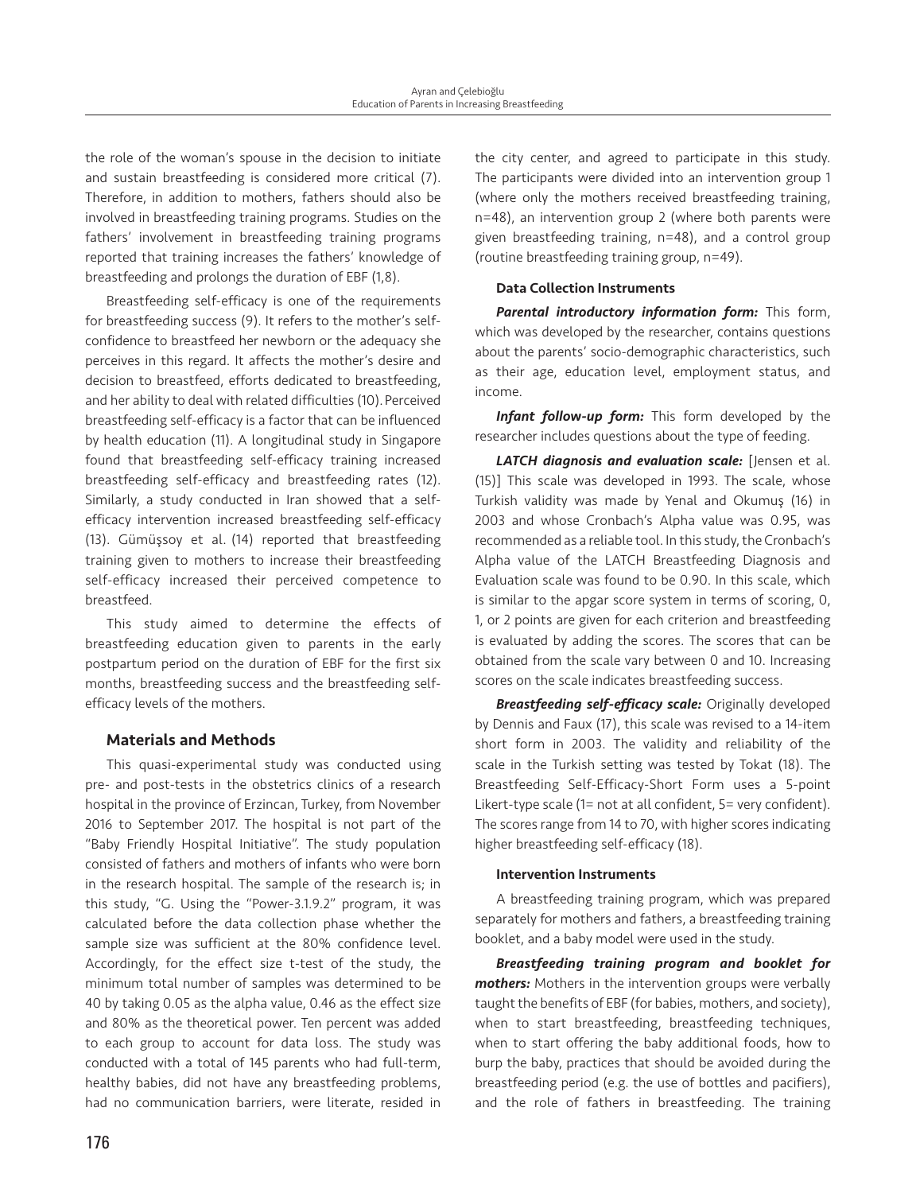the role of the woman's spouse in the decision to initiate and sustain breastfeeding is considered more critical (7). Therefore, in addition to mothers, fathers should also be involved in breastfeeding training programs. Studies on the fathers' involvement in breastfeeding training programs reported that training increases the fathers' knowledge of breastfeeding and prolongs the duration of EBF (1,8).

Breastfeeding self-efficacy is one of the requirements for breastfeeding success (9). It refers to the mother's self-confidence to breastfeed her newborn or the adequacy she perceives in this regard. It affects the mother's desire and decision to breastfeed, efforts dedicated to breastfeeding, and her ability to deal with related difficulties (10). Perceived breastfeeding self-efficacy is a factor that can be influenced by health education (11). A longitudinal study in Singapore found that breastfeeding self-efficacy training increased breastfeeding self-efficacy and breastfeeding rates (12). Similarly, a study conducted in Iran showed that a self-efficacy intervention increased breastfeeding self-efficacy (13). Gümüşsoy et al. (14) reported that breastfeeding training given to mothers to increase their breastfeeding self-efficacy increased their perceived competence to breastfeed.

This study aimed to determine the effects of breastfeeding education given to parents in the early postpartum period on the duration of EBF for the first six months, breastfeeding success and the breastfeeding self-efficacy levels of the mothers.

## Materials and Methods

This quasi-experimental study was conducted using pre- and post-tests in the obstetrics clinics of a research hospital in the province of Erzincan, Turkey, from November 2016 to September 2017. The hospital is not part of the "Baby Friendly Hospital Initiative". The study population consisted of fathers and mothers of infants who were born in the research hospital. The sample of the research is; in this study, "G. Using the "Power-3.1.9.2" program, it was calculated before the data collection phase whether the sample size was sufficient at the 80% confidence level. Accordingly, for the effect size t-test of the study, the minimum total number of samples was determined to be 40 by taking 0.05 as the alpha value, 0.46 as the effect size and 80% as the theoretical power. Ten percent was added to each group to account for data loss. The study was conducted with a total of 145 parents who had full-term, healthy babies, did not have any breastfeeding problems, had no communication barriers, were literate, resided in the city center, and agreed to participate in this study. The participants were divided into an intervention group 1 (where only the mothers received breastfeeding training, n=48), an intervention group 2 (where both parents were given breastfeeding training, n=48), and a control group (routine breastfeeding training group, n=49).

### Data Collection Instruments

***Parental introductory information form:*** This form, which was developed by the researcher, contains questions about the parents' socio-demographic characteristics, such as their age, education level, employment status, and income.

***Infant follow-up form:*** This form developed by the researcher includes questions about the type of feeding.

***LATCH diagnosis and evaluation scale:*** [Jensen et al. (15)] This scale was developed in 1993. The scale, whose Turkish validity was made by Yenal and Okumuş (16) in 2003 and whose Cronbach's Alpha value was 0.95, was recommended as a reliable tool. In this study, the Cronbach's Alpha value of the LATCH Breastfeeding Diagnosis and Evaluation scale was found to be 0.90. In this scale, which is similar to the apgar score system in terms of scoring, 0, 1, or 2 points are given for each criterion and breastfeeding is evaluated by adding the scores. The scores that can be obtained from the scale vary between 0 and 10. Increasing scores on the scale indicates breastfeeding success.

***Breastfeeding self-efficacy scale:*** Originally developed by Dennis and Faux (17), this scale was revised to a 14-item short form in 2003. The validity and reliability of the scale in the Turkish setting was tested by Tokat (18). The Breastfeeding Self-Efficacy-Short Form uses a 5-point Likert-type scale (1= not at all confident, 5= very confident). The scores range from 14 to 70, with higher scores indicating higher breastfeeding self-efficacy (18).

### Intervention Instruments

A breastfeeding training program, which was prepared separately for mothers and fathers, a breastfeeding training booklet, and a baby model were used in the study.

***Breastfeeding training program and booklet for mothers:*** Mothers in the intervention groups were verbally taught the benefits of EBF (for babies, mothers, and society), when to start breastfeeding, breastfeeding techniques, when to start offering the baby additional foods, how to burp the baby, practices that should be avoided during the breastfeeding period (e.g. the use of bottles and pacifiers), and the role of fathers in breastfeeding. The training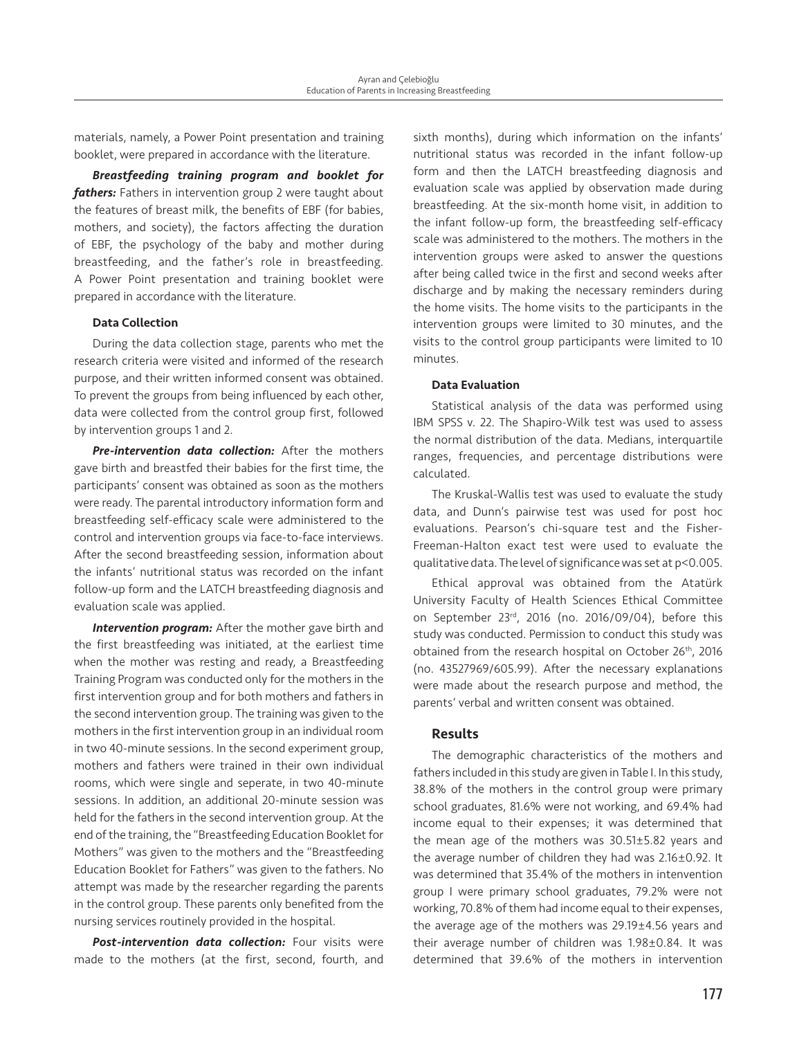materials, namely, a Power Point presentation and training booklet, were prepared in accordance with the literature.

***Breastfeeding training program and booklet for fathers:*** Fathers in intervention group 2 were taught about the features of breast milk, the benefits of EBF (for babies, mothers, and society), the factors affecting the duration of EBF, the psychology of the baby and mother during breastfeeding, and the father's role in breastfeeding. A Power Point presentation and training booklet were prepared in accordance with the literature.

#### Data Collection

During the data collection stage, parents who met the research criteria were visited and informed of the research purpose, and their written informed consent was obtained. To prevent the groups from being influenced by each other, data were collected from the control group first, followed by intervention groups 1 and 2.

***Pre-intervention data collection:*** After the mothers gave birth and breastfed their babies for the first time, the participants' consent was obtained as soon as the mothers were ready. The parental introductory information form and breastfeeding self-efficacy scale were administered to the control and intervention groups via face-to-face interviews. After the second breastfeeding session, information about the infants' nutritional status was recorded on the infant follow-up form and the LATCH breastfeeding diagnosis and evaluation scale was applied.

***Intervention program:*** After the mother gave birth and the first breastfeeding was initiated, at the earliest time when the mother was resting and ready, a Breastfeeding Training Program was conducted only for the mothers in the first intervention group and for both mothers and fathers in the second intervention group. The training was given to the mothers in the first intervention group in an individual room in two 40-minute sessions. In the second experiment group, mothers and fathers were trained in their own individual rooms, which were single and seperate, in two 40-minute sessions. In addition, an additional 20-minute session was held for the fathers in the second intervention group. At the end of the training, the "Breastfeeding Education Booklet for Mothers" was given to the mothers and the "Breastfeeding Education Booklet for Fathers" was given to the fathers. No attempt was made by the researcher regarding the parents in the control group. These parents only benefited from the nursing services routinely provided in the hospital.

***Post-intervention data collection:*** Four visits were made to the mothers (at the first, second, fourth, and sixth months), during which information on the infants' nutritional status was recorded in the infant follow-up form and then the LATCH breastfeeding diagnosis and evaluation scale was applied by observation made during breastfeeding. At the six-month home visit, in addition to the infant follow-up form, the breastfeeding self-efficacy scale was administered to the mothers. The mothers in the intervention groups were asked to answer the questions after being called twice in the first and second weeks after discharge and by making the necessary reminders during the home visits. The home visits to the participants in the intervention groups were limited to 30 minutes, and the visits to the control group participants were limited to 10 minutes.

#### Data Evaluation

Statistical analysis of the data was performed using IBM SPSS v. 22. The Shapiro-Wilk test was used to assess the normal distribution of the data. Medians, interquartile ranges, frequencies, and percentage distributions were calculated.

The Kruskal-Wallis test was used to evaluate the study data, and Dunn's pairwise test was used for post hoc evaluations. Pearson's chi-square test and the Fisher-Freeman-Halton exact test were used to evaluate the qualitative data. The level of significance was set at $p<0.005$.

Ethical approval was obtained from the Atatürk University Faculty of Health Sciences Ethical Committee on September 23rd, 2016 (no. 2016/09/04), before this study was conducted. Permission to conduct this study was obtained from the research hospital on October 26th, 2016 (no. 43527969/605.99). After the necessary explanations were made about the research purpose and method, the parents' verbal and written consent was obtained.

### Results

The demographic characteristics of the mothers and fathers included in this study are given in Table I. In this study, 38.8% of the mothers in the control group were primary school graduates, 81.6% were not working, and 69.4% had income equal to their expenses; it was determined that the mean age of the mothers was 30.51±5.82 years and the average number of children they had was 2.16±0.92. It was determined that 35.4% of the mothers in intenvention group I were primary school graduates, 79.2% were not working, 70.8% of them had income equal to their expenses, the average age of the mothers was 29.19±4.56 years and their average number of children was 1.98±0.84. It was determined that 39.6% of the mothers in intervention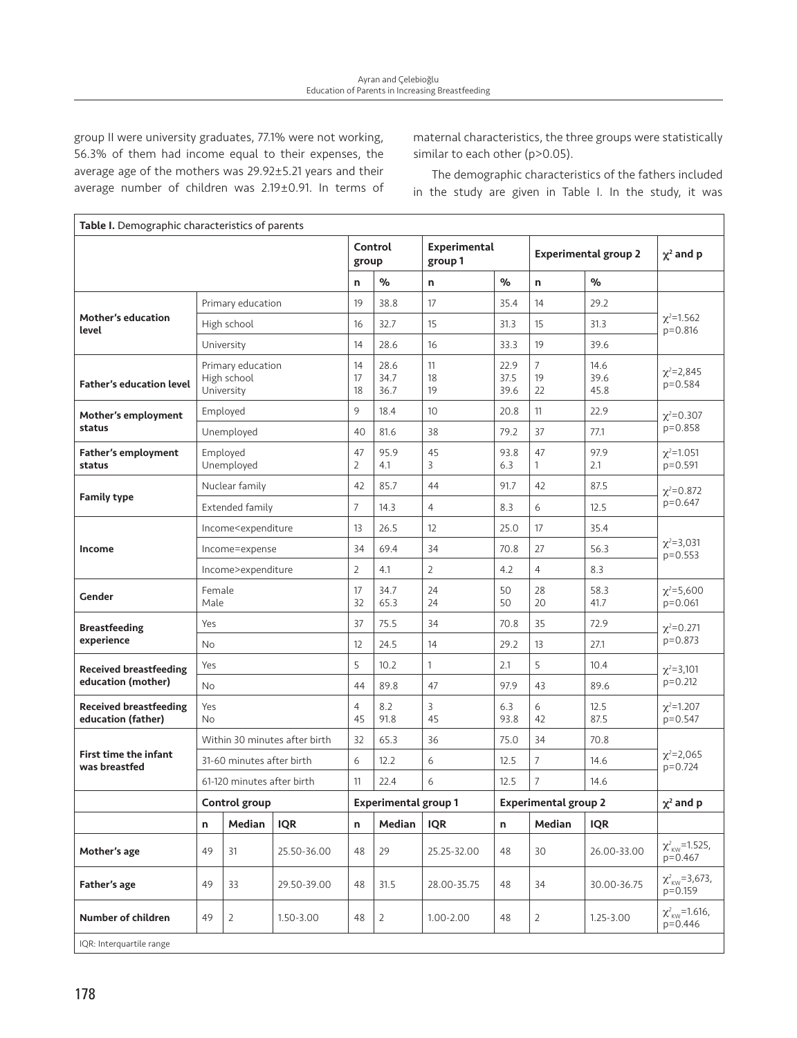group II were university graduates, 77.1% were not working, 56.3% of them had income equal to their expenses, the average age of the mothers was 29.92±5.21 years and their average number of children was 2.19±0.91. In terms of maternal characteristics, the three groups were statistically similar to each other (p>0.05).

The demographic characteristics of the fathers included in the study are given in Table I. In the study, it was

**Table I.** Demographic characteristics of parents

| | | | Control group | | Experimental group 1 | | Experimental group 2 | | $\chi^2$ and p |
|---|---|---|---|---|---|---|---|---|---|
| | | | n | % | n | % | n | % | |
| **Mother's education level** | Primary education | | 19 | 38.8 | 17 | 35.4 | 14 | 29.2 | $\chi^2$=1.562 p=0.816 |
| | High school | | 16 | 32.7 | 15 | 31.3 | 15 | 31.3 | |
| | University | | 14 | 28.6 | 16 | 33.3 | 19 | 39.6 | |
| **Father's education level** | Primary education High school University | | 14 17 18 | 28.6 34.7 36.7 | 11 18 19 | 22.9 37.5 39.6 | 7 19 22 | 14.6 39.6 45.8 | $\chi^2$=2,845 p=0.584 |
| **Mother's employment status** | Employed | | 9 | 18.4 | 10 | 20.8 | 11 | 22.9 | $\chi^2$=0.307 p=0.858 |
| | Unemployed | | 40 | 81.6 | 38 | 79.2 | 37 | 77.1 | |
| **Father's employment status** | Employed Unemployed | | 47 2 | 95.9 4.1 | 45 3 | 93.8 6.3 | 47 1 | 97.9 2.1 | $\chi^2$=1.051 p=0.591 |
| **Family type** | Nuclear family | | 42 | 85.7 | 44 | 91.7 | 42 | 87.5 | $\chi^2$=0.872 p=0.647 |
| | Extended family | | 7 | 14.3 | 4 | 8.3 | 6 | 12.5 | |
| **Income** | Income<expenditure | | 13 | 26.5 | 12 | 25.0 | 17 | 35.4 | $\chi^2$=3,031 p=0.553 |
| | Income=expense | | 34 | 69.4 | 34 | 70.8 | 27 | 56.3 | |
| | Income>expenditure | | 2 | 4.1 | 2 | 4.2 | 4 | 8.3 | |
| **Gender** | Female Male | | 17 32 | 34.7 65.3 | 24 24 | 50 50 | 28 20 | 58.3 41.7 | $\chi^2$=5,600 p=0.061 |
| **Breastfeeding experience** | Yes | | 37 | 75.5 | 34 | 70.8 | 35 | 72.9 | $\chi^2$=0.271 p=0.873 |
| | No | | 12 | 24.5 | 14 | 29.2 | 13 | 27.1 | |
| **Received breastfeeding education (mother)** | Yes | | 5 | 10.2 | 1 | 2.1 | 5 | 10.4 | $\chi^2$=3,101 p=0.212 |
| | No | | 44 | 89.8 | 47 | 97.9 | 43 | 89.6 | |
| **Received breastfeeding education (father)** | Yes No | | 4 45 | 8.2 91.8 | 3 45 | 6.3 93.8 | 6 42 | 12.5 87.5 | $\chi^2$=1.207 p=0.547 |
| **First time the infant was breastfed** | Within 30 minutes after birth | | 32 | 65.3 | 36 | 75.0 | 34 | 70.8 | $\chi^2$=2,065 p=0.724 |
| | 31-60 minutes after birth | | 6 | 12.2 | 6 | 12.5 | 7 | 14.6 | |
| | 61-120 minutes after birth | | 11 | 22.4 | 6 | 12.5 | 7 | 14.6 | |

| | Control group | | | Experimental group 1 | | | Experimental group 2 | | | $\chi^2$ and p |
|---|---|---|---|---|---|---|---|---|---|---|
| | n | Median | IQR | n | Median | IQR | n | Median | IQR | |
| **Mother's age** | 49 | 31 | 25.50-36.00 | 48 | 29 | 25.25-32.00 | 48 | 30 | 26.00-33.00 | $\chi^2_{KW}$=1.525, p=0.467 |
| **Father's age** | 49 | 33 | 29.50-39.00 | 48 | 31.5 | 28.00-35.75 | 48 | 34 | 30.00-36.75 | $\chi^2_{KW}$=3,673, p=0.159 |
| **Number of children** | 49 | 2 | 1.50-3.00 | 48 | 2 | 1.00-2.00 | 48 | 2 | 1.25-3.00 | $\chi^2_{KW}$=1.616, p=0.446 |

IQR: Interquartile range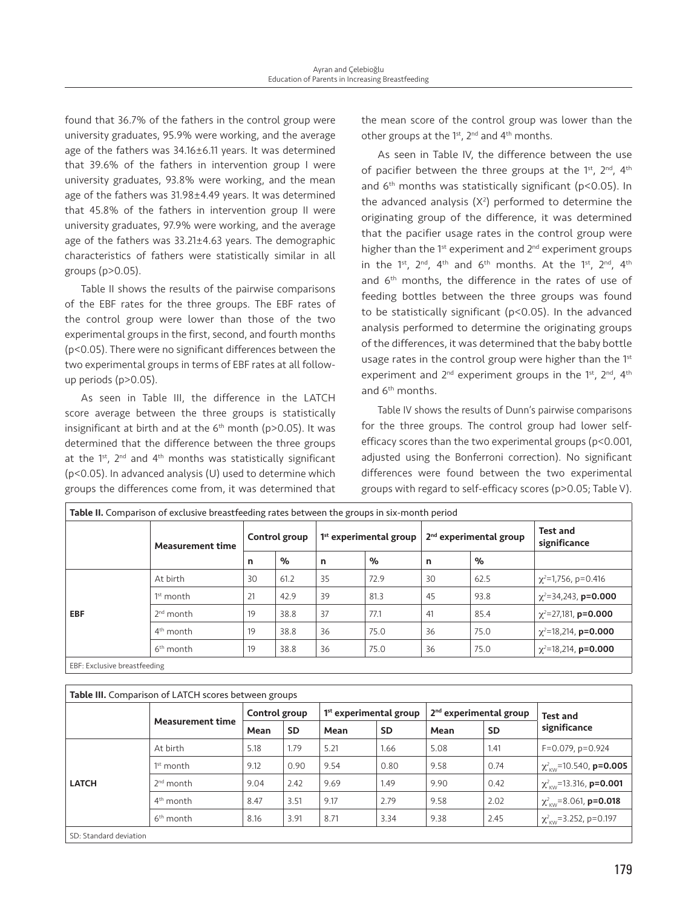found that 36.7% of the fathers in the control group were university graduates, 95.9% were working, and the average age of the fathers was 34.16±6.11 years. It was determined that 39.6% of the fathers in intervention group I were university graduates, 93.8% were working, and the mean age of the fathers was 31.98±4.49 years. It was determined that 45.8% of the fathers in intervention group II were university graduates, 97.9% were working, and the average age of the fathers was 33.21±4.63 years. The demographic characteristics of fathers were statistically similar in all groups ($p>0.05$).

Table II shows the results of the pairwise comparisons of the EBF rates for the three groups. The EBF rates of the control group were lower than those of the two experimental groups in the first, second, and fourth months ($p<0.05$). There were no significant differences between the two experimental groups in terms of EBF rates at all follow-up periods ($p>0.05$).

As seen in Table III, the difference in the LATCH score average between the three groups is statistically insignificant at birth and at the 6th month ($p>0.05$). It was determined that the difference between the three groups at the 1st, 2nd and 4th months was statistically significant ($p<0.05$). In advanced analysis (U) used to determine which groups the differences come from, it was determined that the mean score of the control group was lower than the other groups at the 1st, 2nd and 4th months.

As seen in Table IV, the difference between the use of pacifier between the three groups at the 1st, 2nd, 4th and 6th months was statistically significant ($p<0.05$). In the advanced analysis ($X^2$) performed to determine the originating group of the difference, it was determined that the pacifier usage rates in the control group were higher than the 1st experiment and 2nd experiment groups in the 1st, 2nd, 4th and 6th months. At the 1st, 2nd, 4th and 6th months, the difference in the rates of use of feeding bottles between the three groups was found to be statistically significant ($p<0.05$). In the advanced analysis performed to determine the originating groups of the differences, it was determined that the baby bottle usage rates in the control group were higher than the 1st experiment and 2nd experiment groups in the 1st, 2nd, 4th and 6th months.

Table IV shows the results of Dunn's pairwise comparisons for the three groups. The control group had lower self-efficacy scores than the two experimental groups ($p<0.001$, adjusted using the Bonferroni correction). No significant differences were found between the two experimental groups with regard to self-efficacy scores ($p>0.05$; Table V).

**Table II.** Comparison of exclusive breastfeeding rates between the groups in six-month period

| | Measurement time | Control group | | 1st experimental group | | 2nd experimental group | | Test and significance |
|---|---|---|---|---|---|---|---|---|
| | | n | % | n | % | n | % | |
| EBF | At birth | 30 | 61.2 | 35 | 72.9 | 30 | 62.5 | $\chi^2$=1,756, p=0.416 |
| | 1st month | 21 | 42.9 | 39 | 81.3 | 45 | 93.8 | $\chi^2$=34,243, **p=0.000** |
| | 2nd month | 19 | 38.8 | 37 | 77.1 | 41 | 85.4 | $\chi^2$=27,181, **p=0.000** |
| | 4th month | 19 | 38.8 | 36 | 75.0 | 36 | 75.0 | $\chi^2$=18,214, **p=0.000** |
| | 6th month | 19 | 38.8 | 36 | 75.0 | 36 | 75.0 | $\chi^2$=18,214, **p=0.000** |

EBF: Exclusive breastfeeding

**Table III.** Comparison of LATCH scores between groups

| | Measurement time | Control group | | 1st experimental group | | 2nd experimental group | | Test and significance |
|---|---|---|---|---|---|---|---|---|
| | | Mean | SD | Mean | SD | Mean | SD | |
| LATCH | At birth | 5.18 | 1.79 | 5.21 | 1.66 | 5.08 | 1.41 | F=0.079, p=0.924 |
| | 1st month | 9.12 | 0.90 | 9.54 | 0.80 | 9.58 | 0.74 | $\chi^2_{KW}$=10.540, **p=0.005** |
| | 2nd month | 9.04 | 2.42 | 9.69 | 1.49 | 9.90 | 0.42 | $\chi^2_{KW}$=13.316, **p=0.001** |
| | 4th month | 8.47 | 3.51 | 9.17 | 2.79 | 9.58 | 2.02 | $\chi^2_{KW}$=8.061, **p=0.018** |
| | 6th month | 8.16 | 3.91 | 8.71 | 3.34 | 9.38 | 2.45 | $\chi^2_{KW}$=3.252, p=0.197 |

SD: Standard deviation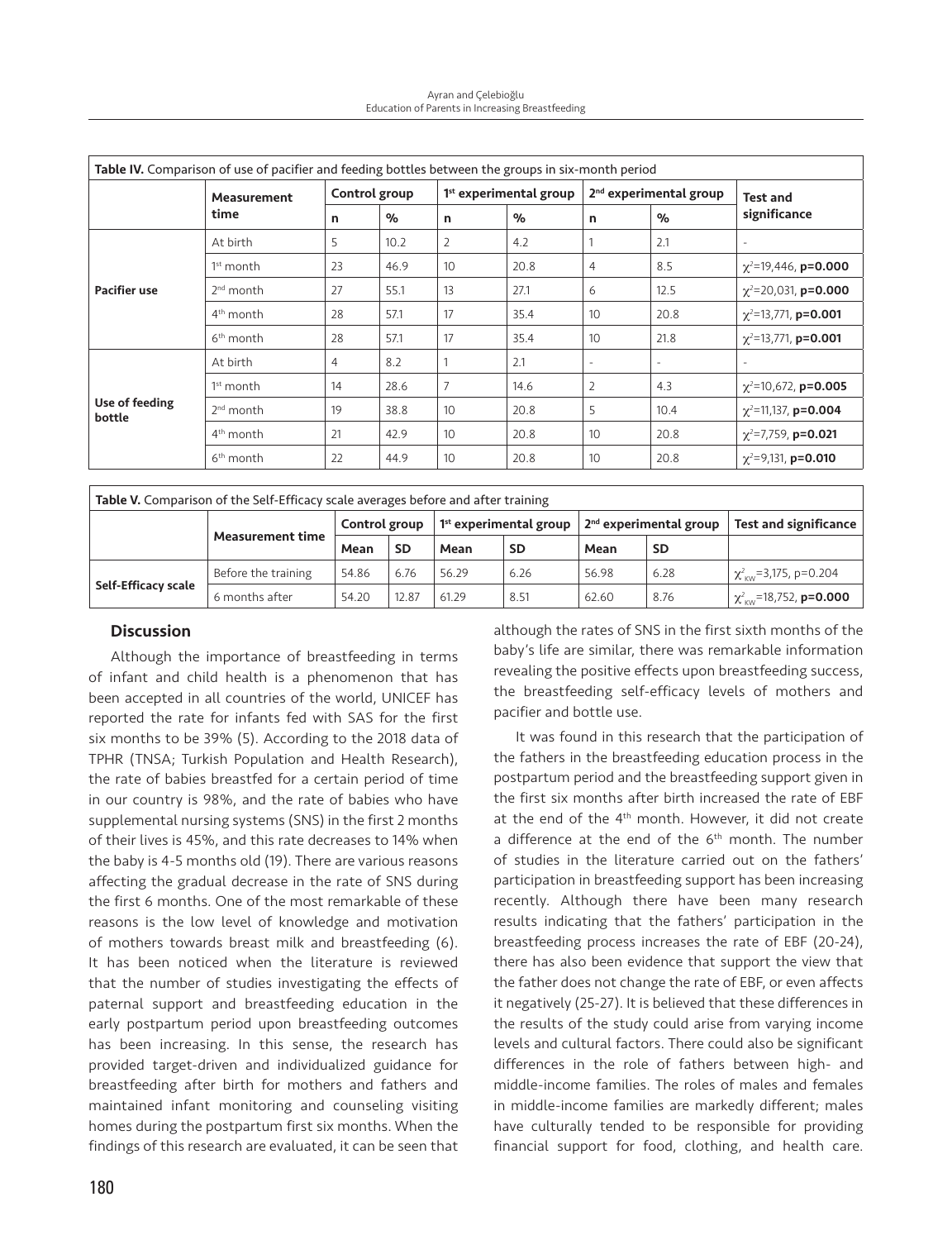**Table IV.** Comparison of use of pacifier and feeding bottles between the groups in six-month period

| | Measurement time | Control group | | 1st experimental group | | 2nd experimental group | | Test and significance |
|---|---|---|---|---|---|---|---|---|
| | | n | % | n | % | n | % | |
| **Pacifier use** | At birth | 5 | 10.2 | 2 | 4.2 | 1 | 2.1 | - |
| | 1st month | 23 | 46.9 | 10 | 20.8 | 4 | 8.5 | $\chi^2$=19,446, **p=0.000** |
| | 2nd month | 27 | 55.1 | 13 | 27.1 | 6 | 12.5 | $\chi^2$=20,031, **p=0.000** |
| | 4th month | 28 | 57.1 | 17 | 35.4 | 10 | 20.8 | $\chi^2$=13,771, **p=0.001** |
| | 6th month | 28 | 57.1 | 17 | 35.4 | 10 | 21.8 | $\chi^2$=13,771, **p=0.001** |
| **Use of feeding bottle** | At birth | 4 | 8.2 | 1 | 2.1 | - | - | - |
| | 1st month | 14 | 28.6 | 7 | 14.6 | 2 | 4.3 | $\chi^2$=10,672, **p=0.005** |
| | 2nd month | 19 | 38.8 | 10 | 20.8 | 5 | 10.4 | $\chi^2$=11,137, **p=0.004** |
| | 4th month | 21 | 42.9 | 10 | 20.8 | 10 | 20.8 | $\chi^2$=7,759, **p=0.021** |
| | 6th month | 22 | 44.9 | 10 | 20.8 | 10 | 20.8 | $\chi^2$=9,131, **p=0.010** |

**Table V.** Comparison of the Self-Efficacy scale averages before and after training

| | Measurement time | Control group | | 1st experimental group | | 2nd experimental group | | Test and significance |
|---|---|---|---|---|---|---|---|---|
| | | Mean | SD | Mean | SD | Mean | SD | |
| **Self-Efficacy scale** | Before the training | 54.86 | 6.76 | 56.29 | 6.26 | 56.98 | 6.28 | $\chi^2_{KW}$=3,175, p=0.204 |
| | 6 months after | 54.20 | 12.87 | 61.29 | 8.51 | 62.60 | 8.76 | $\chi^2_{KW}$=18,752, **p=0.000** |

## Discussion

Although the importance of breastfeeding in terms of infant and child health is a phenomenon that has been accepted in all countries of the world, UNICEF has reported the rate for infants fed with SAS for the first six months to be 39% (5). According to the 2018 data of TPHR (TNSA; Turkish Population and Health Research), the rate of babies breastfed for a certain period of time in our country is 98%, and the rate of babies who have supplemental nursing systems (SNS) in the first 2 months of their lives is 45%, and this rate decreases to 14% when the baby is 4-5 months old (19). There are various reasons affecting the gradual decrease in the rate of SNS during the first 6 months. One of the most remarkable of these reasons is the low level of knowledge and motivation of mothers towards breast milk and breastfeeding (6). It has been noticed when the literature is reviewed that the number of studies investigating the effects of paternal support and breastfeeding education in the early postpartum period upon breastfeeding outcomes has been increasing. In this sense, the research has provided target-driven and individualized guidance for breastfeeding after birth for mothers and fathers and maintained infant monitoring and counseling visiting homes during the postpartum first six months. When the findings of this research are evaluated, it can be seen that although the rates of SNS in the first sixth months of the baby's life are similar, there was remarkable information revealing the positive effects upon breastfeeding success, the breastfeeding self-efficacy levels of mothers and pacifier and bottle use.

It was found in this research that the participation of the fathers in the breastfeeding education process in the postpartum period and the breastfeeding support given in the first six months after birth increased the rate of EBF at the end of the 4th month. However, it did not create a difference at the end of the 6th month. The number of studies in the literature carried out on the fathers' participation in breastfeeding support has been increasing recently. Although there have been many research results indicating that the fathers' participation in the breastfeeding process increases the rate of EBF (20-24), there has also been evidence that support the view that the father does not change the rate of EBF, or even affects it negatively (25-27). It is believed that these differences in the results of the study could arise from varying income levels and cultural factors. There could also be significant differences in the role of fathers between high- and middle-income families. The roles of males and females in middle-income families are markedly different; males have culturally tended to be responsible for providing financial support for food, clothing, and health care.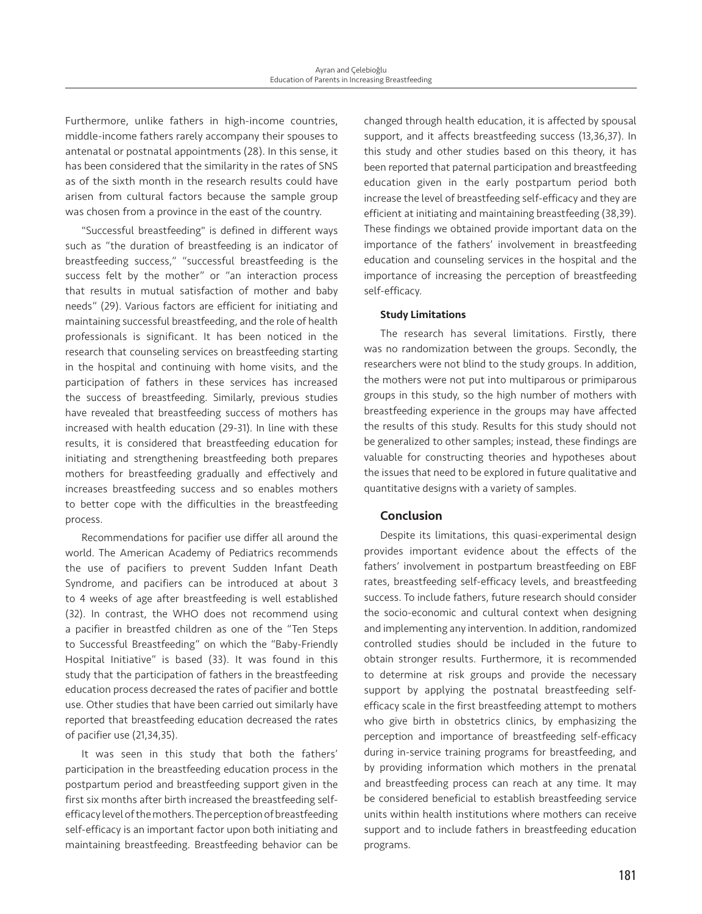Furthermore, unlike fathers in high-income countries, middle-income fathers rarely accompany their spouses to antenatal or postnatal appointments (28). In this sense, it has been considered that the similarity in the rates of SNS as of the sixth month in the research results could have arisen from cultural factors because the sample group was chosen from a province in the east of the country.

"Successful breastfeeding" is defined in different ways such as "the duration of breastfeeding is an indicator of breastfeeding success," "successful breastfeeding is the success felt by the mother" or "an interaction process that results in mutual satisfaction of mother and baby needs" (29). Various factors are efficient for initiating and maintaining successful breastfeeding, and the role of health professionals is significant. It has been noticed in the research that counseling services on breastfeeding starting in the hospital and continuing with home visits, and the participation of fathers in these services has increased the success of breastfeeding. Similarly, previous studies have revealed that breastfeeding success of mothers has increased with health education (29-31). In line with these results, it is considered that breastfeeding education for initiating and strengthening breastfeeding both prepares mothers for breastfeeding gradually and effectively and increases breastfeeding success and so enables mothers to better cope with the difficulties in the breastfeeding process.

Recommendations for pacifier use differ all around the world. The American Academy of Pediatrics recommends the use of pacifiers to prevent Sudden Infant Death Syndrome, and pacifiers can be introduced at about 3 to 4 weeks of age after breastfeeding is well established (32). In contrast, the WHO does not recommend using a pacifier in breastfed children as one of the "Ten Steps to Successful Breastfeeding" on which the "Baby-Friendly Hospital Initiative" is based (33). It was found in this study that the participation of fathers in the breastfeeding education process decreased the rates of pacifier and bottle use. Other studies that have been carried out similarly have reported that breastfeeding education decreased the rates of pacifier use (21,34,35).

It was seen in this study that both the fathers' participation in the breastfeeding education process in the postpartum period and breastfeeding support given in the first six months after birth increased the breastfeeding self-efficacy level of the mothers. The perception of breastfeeding self-efficacy is an important factor upon both initiating and maintaining breastfeeding. Breastfeeding behavior can be changed through health education, it is affected by spousal support, and it affects breastfeeding success (13,36,37). In this study and other studies based on this theory, it has been reported that paternal participation and breastfeeding education given in the early postpartum period both increase the level of breastfeeding self-efficacy and they are efficient at initiating and maintaining breastfeeding (38,39). These findings we obtained provide important data on the importance of the fathers' involvement in breastfeeding education and counseling services in the hospital and the importance of increasing the perception of breastfeeding self-efficacy.

#### Study Limitations

The research has several limitations. Firstly, there was no randomization between the groups. Secondly, the researchers were not blind to the study groups. In addition, the mothers were not put into multiparous or primiparous groups in this study, so the high number of mothers with breastfeeding experience in the groups may have affected the results of this study. Results for this study should not be generalized to other samples; instead, these findings are valuable for constructing theories and hypotheses about the issues that need to be explored in future qualitative and quantitative designs with a variety of samples.

## Conclusion

Despite its limitations, this quasi-experimental design provides important evidence about the effects of the fathers' involvement in postpartum breastfeeding on EBF rates, breastfeeding self-efficacy levels, and breastfeeding success. To include fathers, future research should consider the socio-economic and cultural context when designing and implementing any intervention. In addition, randomized controlled studies should be included in the future to obtain stronger results. Furthermore, it is recommended to determine at risk groups and provide the necessary support by applying the postnatal breastfeeding self-efficacy scale in the first breastfeeding attempt to mothers who give birth in obstetrics clinics, by emphasizing the perception and importance of breastfeeding self-efficacy during in-service training programs for breastfeeding, and by providing information which mothers in the prenatal and breastfeeding process can reach at any time. It may be considered beneficial to establish breastfeeding service units within health institutions where mothers can receive support and to include fathers in breastfeeding education programs.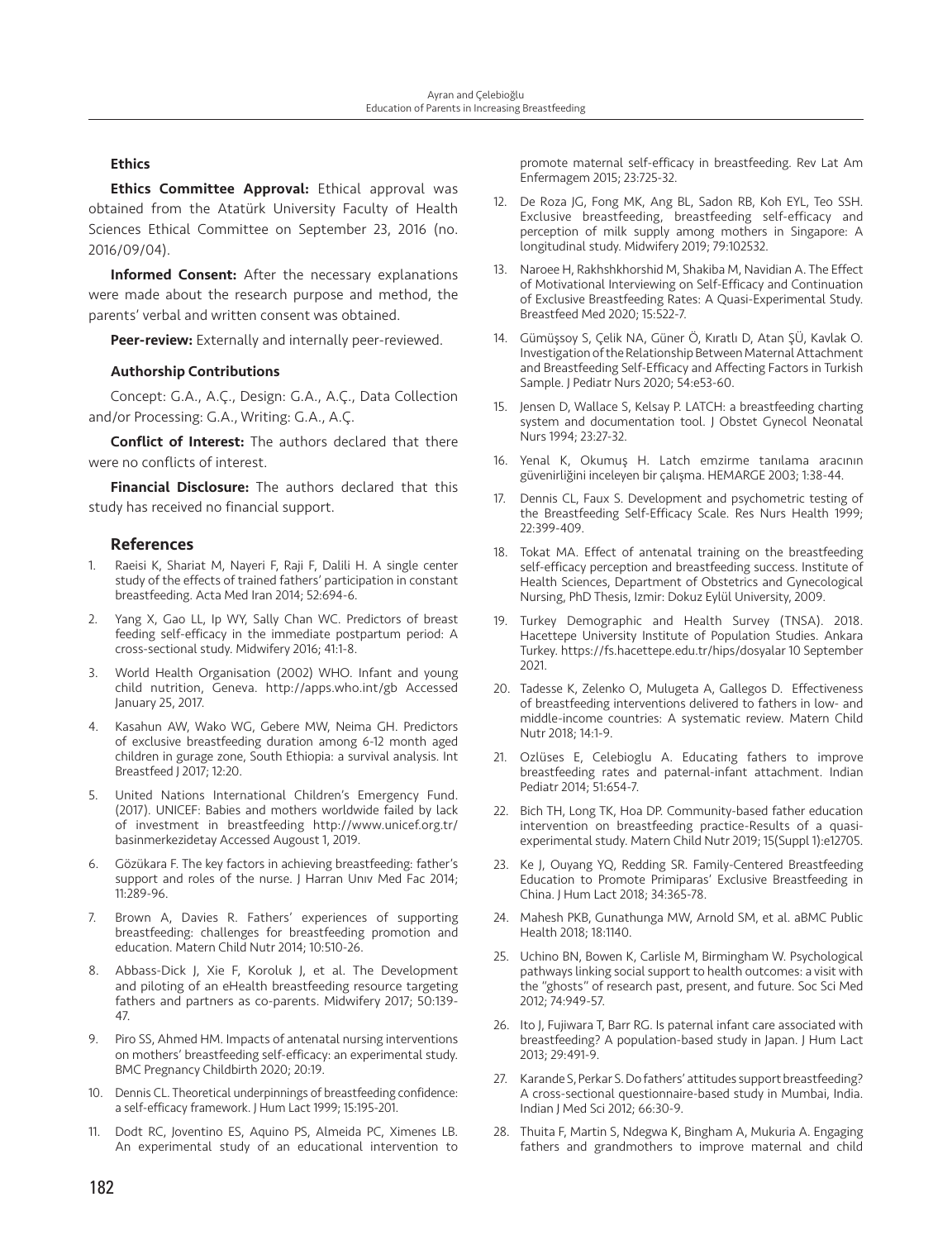### Ethics

**Ethics Committee Approval:** Ethical approval was obtained from the Atatürk University Faculty of Health Sciences Ethical Committee on September 23, 2016 (no. 2016/09/04).

**Informed Consent:** After the necessary explanations were made about the research purpose and method, the parents' verbal and written consent was obtained.

**Peer-review:** Externally and internally peer-reviewed.

### Authorship Contributions

Concept: G.A., A.Ç., Design: G.A., A.Ç., Data Collection and/or Processing: G.A., Writing: G.A., A.Ç.

**Conflict of Interest:** The authors declared that there were no conflicts of interest.

**Financial Disclosure:** The authors declared that this study has received no financial support.

## References

1. Raeisi K, Shariat M, Nayeri F, Raji F, Dalili H. A single center study of the effects of trained fathers' participation in constant breastfeeding. Acta Med Iran 2014; 52:694-6.
2. Yang X, Gao LL, Ip WY, Sally Chan WC. Predictors of breast feeding self-efficacy in the immediate postpartum period: A cross-sectional study. Midwifery 2016; 41:1-8.
3. World Health Organisation (2002) WHO. Infant and young child nutrition, Geneva. http://apps.who.int/gb Accessed January 25, 2017.
4. Kasahun AW, Wako WG, Gebere MW, Neima GH. Predictors of exclusive breastfeeding duration among 6-12 month aged children in gurage zone, South Ethiopia: a survival analysis. Int Breastfeed J 2017; 12:20.
5. United Nations International Children's Emergency Fund. (2017). UNICEF: Babies and mothers worldwide failed by lack of investment in breastfeeding http://www.unicef.org.tr/basinmerkezidetay Accessed Augoust 1, 2019.
6. Gözükara F. The key factors in achieving breastfeeding: father's support and roles of the nurse. J Harran Unıv Med Fac 2014; 11:289-96.
7. Brown A, Davies R. Fathers' experiences of supporting breastfeeding: challenges for breastfeeding promotion and education. Matern Child Nutr 2014; 10:510-26.
8. Abbass-Dick J, Xie F, Koroluk J, et al. The Development and piloting of an eHealth breastfeeding resource targeting fathers and partners as co-parents. Midwifery 2017; 50:139-47.
9. Piro SS, Ahmed HM. Impacts of antenatal nursing interventions on mothers' breastfeeding self-efficacy: an experimental study. BMC Pregnancy Childbirth 2020; 20:19.
10. Dennis CL. Theoretical underpinnings of breastfeeding confidence: a self-efficacy framework. J Hum Lact 1999; 15:195-201.
11. Dodt RC, Joventino ES, Aquino PS, Almeida PC, Ximenes LB. An experimental study of an educational intervention to promote maternal self-efficacy in breastfeeding. Rev Lat Am Enfermagem 2015; 23:725-32.
12. De Roza JG, Fong MK, Ang BL, Sadon RB, Koh EYL, Teo SSH. Exclusive breastfeeding, breastfeeding self-efficacy and perception of milk supply among mothers in Singapore: A longitudinal study. Midwifery 2019; 79:102532.
13. Naroee H, Rakhshkhorshid M, Shakiba M, Navidian A. The Effect of Motivational Interviewing on Self-Efficacy and Continuation of Exclusive Breastfeeding Rates: A Quasi-Experimental Study. Breastfeed Med 2020; 15:522-7.
14. Gümüşsoy S, Çelik NA, Güner Ö, Kıratlı D, Atan ŞÜ, Kavlak O. Investigation of the Relationship Between Maternal Attachment and Breastfeeding Self-Efficacy and Affecting Factors in Turkish Sample. J Pediatr Nurs 2020; 54:e53-60.
15. Jensen D, Wallace S, Kelsay P. LATCH: a breastfeeding charting system and documentation tool. J Obstet Gynecol Neonatal Nurs 1994; 23:27-32.
16. Yenal K, Okumuş H. Latch emzirme tanılama aracının güvenirliğini inceleyen bir çalışma. HEMARGE 2003; 1:38-44.
17. Dennis CL, Faux S. Development and psychometric testing of the Breastfeeding Self-Efficacy Scale. Res Nurs Health 1999; 22:399-409.
18. Tokat MA. Effect of antenatal training on the breastfeeding self-efficacy perception and breastfeeding success. Institute of Health Sciences, Department of Obstetrics and Gynecological Nursing, PhD Thesis, Izmir: Dokuz Eylül University, 2009.
19. Turkey Demographic and Health Survey (TNSA). 2018. Hacettepe University Institute of Population Studies. Ankara Turkey. https://fs.hacettepe.edu.tr/hips/dosyalar 10 September 2021.
20. Tadesse K, Zelenko O, Mulugeta A, Gallegos D. Effectiveness of breastfeeding interventions delivered to fathers in low- and middle-income countries: A systematic review. Matern Child Nutr 2018; 14:1-9.
21. Ozlüses E, Celebioglu A. Educating fathers to improve breastfeeding rates and paternal-infant attachment. Indian Pediatr 2014; 51:654-7.
22. Bich TH, Long TK, Hoa DP. Community-based father education intervention on breastfeeding practice-Results of a quasi-experimental study. Matern Child Nutr 2019; 15(Suppl 1):e12705.
23. Ke J, Ouyang YQ, Redding SR. Family-Centered Breastfeeding Education to Promote Primiparas' Exclusive Breastfeeding in China. J Hum Lact 2018; 34:365-78.
24. Mahesh PKB, Gunathunga MW, Arnold SM, et al. aBMC Public Health 2018; 18:1140.
25. Uchino BN, Bowen K, Carlisle M, Birmingham W. Psychological pathways linking social support to health outcomes: a visit with the "ghosts" of research past, present, and future. Soc Sci Med 2012; 74:949-57.
26. Ito J, Fujiwara T, Barr RG. Is paternal infant care associated with breastfeeding? A population-based study in Japan. J Hum Lact 2013; 29:491-9.
27. Karande S, Perkar S. Do fathers' attitudes support breastfeeding? A cross-sectional questionnaire-based study in Mumbai, India. Indian J Med Sci 2012; 66:30-9.
28. Thuita F, Martin S, Ndegwa K, Bingham A, Mukuria A. Engaging fathers and grandmothers to improve maternal and child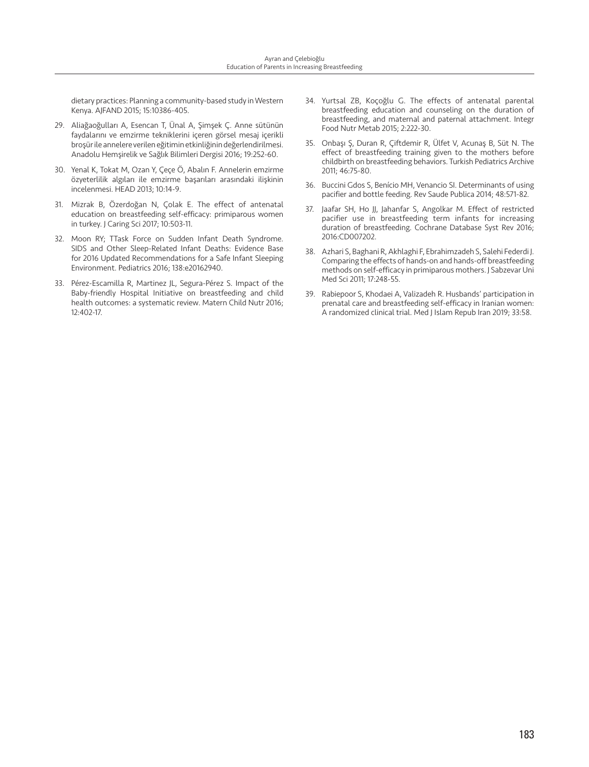dietary practices: Planning a community-based study in Western Kenya. AJFAND 2015; 15:10386-405.

29. Aliağaoğulları A, Esencan T, Ünal A, Şimşek Ç. Anne sütünün faydalarını ve emzirme tekniklerini içeren görsel mesaj içerikli broşür ile annelere verilen eğitimin etkinliğinin değerlendirilmesi. Anadolu Hemşirelik ve Sağlık Bilimleri Dergisi 2016; 19:252-60.

30. Yenal K, Tokat M, Ozan Y, Çeçe Ö, Abalın F. Annelerin emzirme özyeterlilik algıları ile emzirme başarıları arasındaki ilişkinin incelenmesi. HEAD 2013; 10:14-9.

31. Mizrak B, Özerdoğan N, Çolak E. The effect of antenatal education on breastfeeding self-efficacy: primiparous women in turkey. J Caring Sci 2017; 10:503-11.

32. Moon RY; TTask Force on Sudden Infant Death Syndrome. SIDS and Other Sleep-Related Infant Deaths: Evidence Base for 2016 Updated Recommendations for a Safe Infant Sleeping Environment. Pediatrics 2016; 138:e20162940.

33. Pérez-Escamilla R, Martinez JL, Segura-Pérez S. Impact of the Baby-friendly Hospital Initiative on breastfeeding and child health outcomes: a systematic review. Matern Child Nutr 2016; 12:402-17.

34. Yurtsal ZB, Koçoğlu G. The effects of antenatal parental breastfeeding education and counseling on the duration of breastfeeding, and maternal and paternal attachment. Integr Food Nutr Metab 2015; 2:222-30.

35. Onbaşı Ş, Duran R, Çiftdemir R, Ülfet V, Acunaş B, Süt N. The effect of breastfeeding training given to the mothers before childbirth on breastfeeding behaviors. Turkish Pediatrics Archive 2011; 46:75-80.

36. Buccini Gdos S, Benício MH, Venancio SI. Determinants of using pacifier and bottle feeding. Rev Saude Publica 2014; 48:571-82.

37. Jaafar SH, Ho JJ, Jahanfar S, Angolkar M. Effect of restricted pacifier use in breastfeeding term infants for increasing duration of breastfeeding. Cochrane Database Syst Rev 2016; 2016:CD007202.

38. Azhari S, Baghani R, Akhlaghi F, Ebrahimzadeh S, Salehi Federdi J. Comparing the effects of hands-on and hands-off breastfeeding methods on self-efficacy in primiparous mothers. J Sabzevar Uni Med Sci 2011; 17:248-55.

39. Rabiepoor S, Khodaei A, Valizadeh R. Husbands' participation in prenatal care and breastfeeding self-efficacy in Iranian women: A randomized clinical trial. Med J Islam Repub Iran 2019; 33:58.